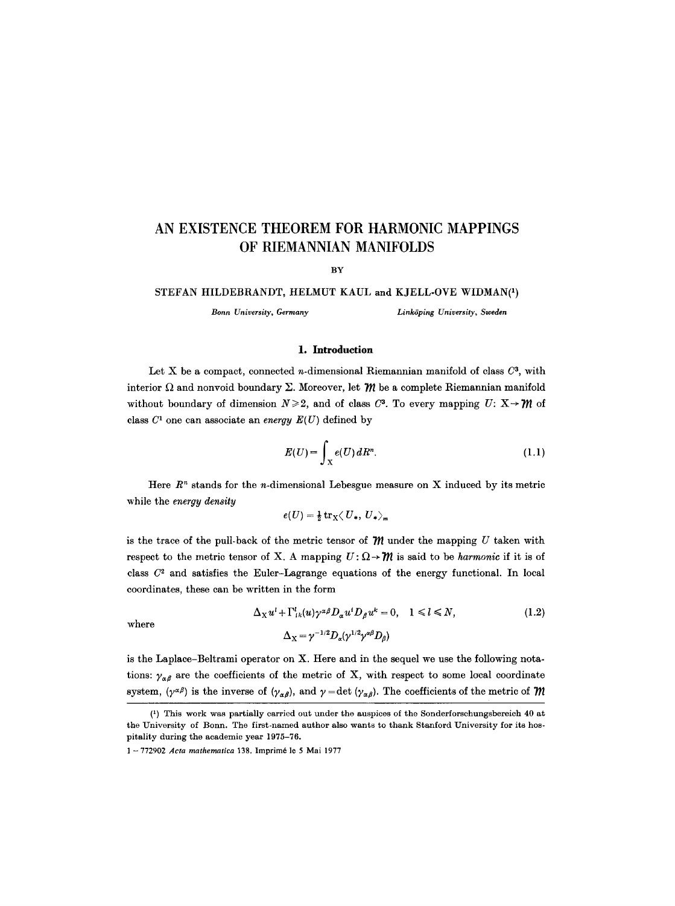# AN EXISTENCE THEOREM FOR HARMONIC MAPPINGS OF RIEMANNIAN MANIFOLDS

BY

STEFAN HILDEBRANDT, HELMUT KAUL and KJELL-OVE WIDMAN[1]

*Bonn University, Germany* *Linköping University, Sweden*

## 1. Introduction

Let X be a compact, connected $n$-dimensional Riemannian manifold of class $C^3$, with interior $\Omega$ and nonvoid boundary $\Sigma$. Moreover, let $\mathcal{M}$ be a complete Riemannian manifold without boundary of dimension $N \geqslant 2$, and of class $C^3$. To every mapping $U: \mathrm{X} \to \mathcal{M}$ of class $C^1$ one can associate an *energy* $E(U)$ defined by

$$E(U) = \int_{\mathrm{X}} e(U)\, dR^n. \tag{1.1}$$

Here $R^n$ stands for the $n$-dimensional Lebesgue measure on X induced by its metric while the *energy density*

$$e(U) = \tfrac{1}{2} \operatorname{tr}_{\mathrm{X}} \langle U_*, U_* \rangle_m$$

is the trace of the pull-back of the metric tensor of $\mathcal{M}$ under the mapping $U$ taken with respect to the metric tensor of X. A mapping $U: \Omega \to \mathcal{M}$ is said to be *harmonic* if it is of class $C^2$ and satisfies the Euler-Lagrange equations of the energy functional. In local coordinates, these can be written in the form

$$\Delta_{\mathrm{X}} u^l + \Gamma^l_{ik}(u) \gamma^{\alpha\beta} D_\alpha u^i D_\beta u^k = 0, \quad 1 \leqslant l \leqslant N, \tag{1.2}$$

where

$$\Delta_{\mathrm{X}} = \gamma^{-1/2} D_\alpha (\gamma^{1/2} \gamma^{\alpha\beta} D_\beta)$$

is the Laplace-Beltrami operator on X. Here and in the sequel we use the following notations: $\gamma_{\alpha\beta}$ are the coefficients of the metric of X, with respect to some local coordinate system, $(\gamma^{\alpha\beta})$ is the inverse of $(\gamma_{\alpha\beta})$, and $\gamma = \det(\gamma_{\alpha\beta})$. The coefficients of the metric of $\mathcal{M}$

---

[1] This work was partially carried out under the auspices of the Sonderforschungsbereich 40 at the University of Bonn. The first-named author also wants to thank Stanford University for its hospitality during the academic year 1975–76.

1 – 772902 *Acta mathematica* 138. Imprimé le 5 Mai 1977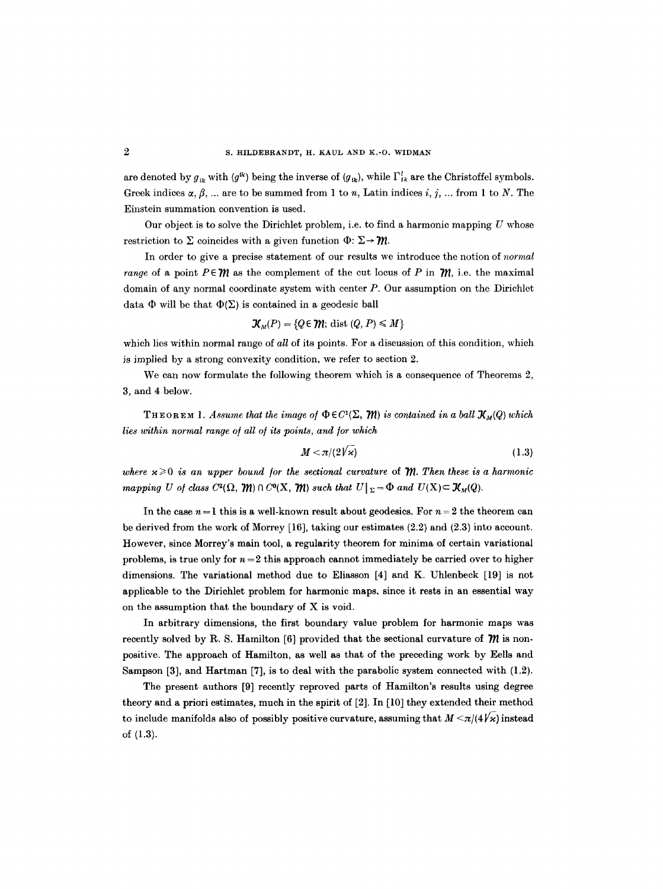are denoted by $g_{ik}$ with $(g^{ik})$ being the inverse of $(g_{ik})$, while $\Gamma^l_{ik}$ are the Christoffel symbols. Greek indices $\alpha, \beta, \ldots$ are to be summed from 1 to $n$, Latin indices $i, j, \ldots$ from 1 to $N$. The Einstein summation convention is used.

Our object is to solve the Dirichlet problem, i.e. to find a harmonic mapping $U$ whose restriction to $\Sigma$ coincides with a given function $\Phi: \Sigma \to \mathcal{M}$.

In order to give a precise statement of our results we introduce the notion of *normal range* of a point $P \in \mathcal{M}$ as the complement of the cut locus of $P$ in $\mathcal{M}$, i.e. the maximal domain of any normal coordinate system with center $P$. Our assumption on the Dirichlet data $\Phi$ will be that $\Phi(\Sigma)$ is contained in a geodesic ball

$$\mathcal{K}_M(P) = \{Q \in \mathcal{M};\ \text{dist}\,(Q, P) \leqslant M\}$$

which lies within normal range of *all* of its points. For a discussion of this condition, which is implied by a strong convexity condition, we refer to section 2.

We can now formulate the following theorem which is a consequence of Theorems 2, 3, and 4 below.

THEOREM 1. *Assume that the image of $\Phi \in C^1(\Sigma, \mathcal{M})$ is contained in a ball $\mathcal{K}_M(Q)$ which lies within normal range of all of its points, and for which*

$$M < \pi/(2\sqrt{\varkappa}) \tag{1.3}$$

*where $\varkappa \geqslant 0$ is an upper bound for the sectional curvature of $\mathcal{M}$. Then these is a harmonic mapping $U$ of class $C^2(\Omega, \mathcal{M}) \cap C^0(\mathrm{X}, \mathcal{M})$ such that $U|_\Sigma = \Phi$ and $U(\mathrm{X}) \subset \mathcal{K}_M(Q)$.*

In the case $n = 1$ this is a well-known result about geodesics. For $n = 2$ the theorem can be derived from the work of Morrey [16], taking our estimates (2.2) and (2.3) into account. However, since Morrey's main tool, a regularity theorem for minima of certain variational problems, is true only for $n = 2$ this approach cannot immediately be carried over to higher dimensions. The variational method due to Eliasson [4] and K. Uhlenbeck [19] is not applicable to the Dirichlet problem for harmonic maps, since it rests in an essential way on the assumption that the boundary of X is void.

In arbitrary dimensions, the first boundary value problem for harmonic maps was recently solved by R. S. Hamilton [6] provided that the sectional curvature of $\mathcal{M}$ is non-positive. The approach of Hamilton, as well as that of the preceding work by Eells and Sampson [3], and Hartman [7], is to deal with the parabolic system connected with (1.2).

The present authors [9] recently reproved parts of Hamilton's results using degree theory and a priori estimates, much in the spirit of [2]. In [10] they extended their method to include manifolds also of possibly positive curvature, assuming that $M < \pi/(4\sqrt{\varkappa})$ instead of (1.3).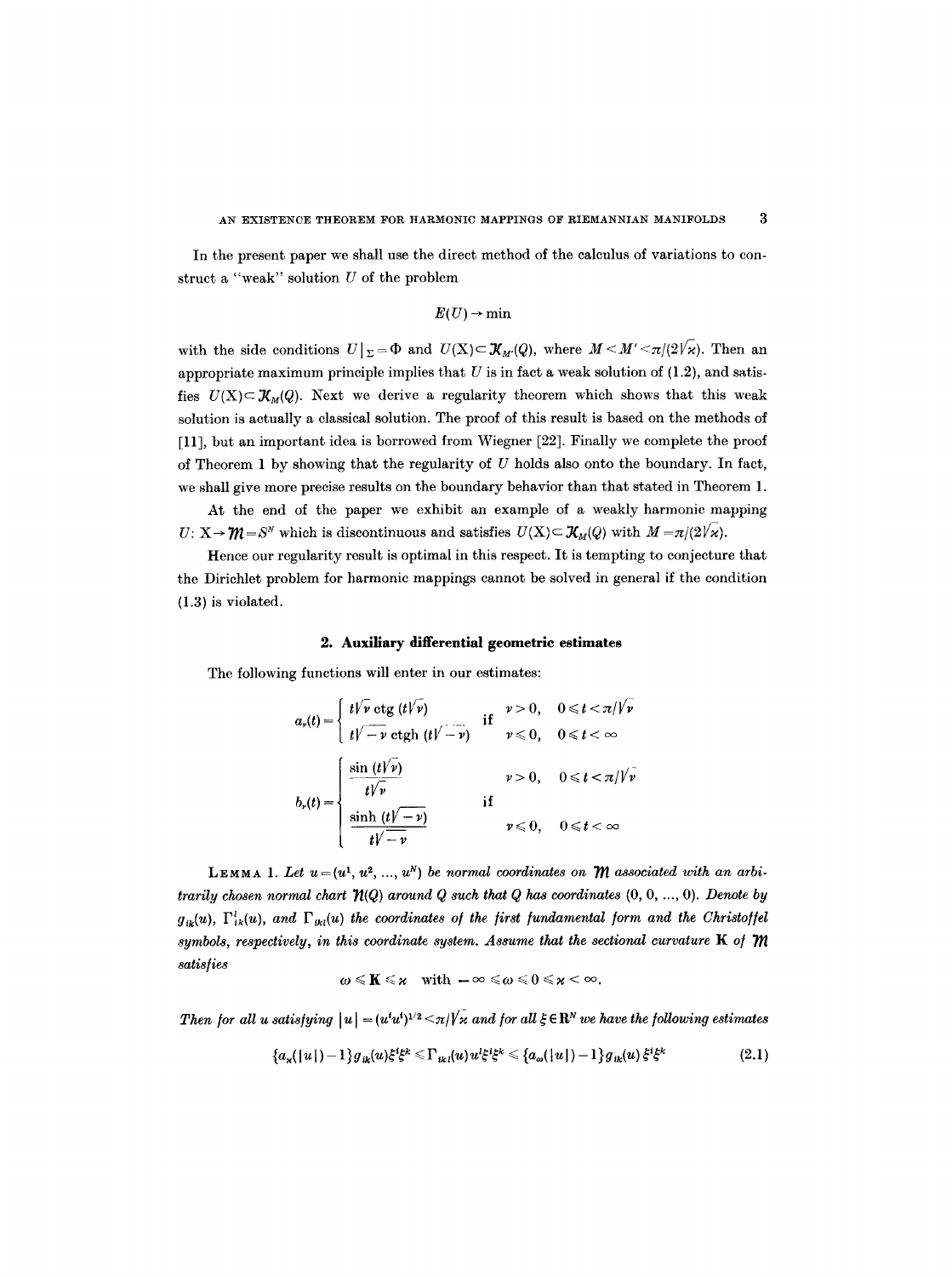In the present paper we shall use the direct method of the calculus of variations to construct a "weak" solution $U$ of the problem

$$E(U) \to \min$$

with the side conditions $U|_\Sigma = \Phi$ and $U(X) \subset \mathcal{K}_{M'}(Q)$, where $M < M' < \pi/(2\sqrt{\varkappa})$. Then an appropriate maximum principle implies that $U$ is in fact a weak solution of (1.2), and satisfies $U(X) \subset \mathcal{K}_M(Q)$. Next we derive a regularity theorem which shows that this weak solution is actually a classical solution. The proof of this result is based on the methods of [11], but an important idea is borrowed from Wiegner [22]. Finally we complete the proof of Theorem 1 by showing that the regularity of $U$ holds also onto the boundary. In fact, we shall give more precise results on the boundary behavior than that stated in Theorem 1.

At the end of the paper we exhibit an example of a weakly harmonic mapping $U: X \to \mathcal{M} = S^N$ which is discontinuous and satisfies $U(X) \subset \mathcal{K}_M(Q)$ with $M = \pi/(2\sqrt{\varkappa})$.

Hence our regularity result is optimal in this respect. It is tempting to conjecture that the Dirichlet problem for harmonic mappings cannot be solved in general if the condition (1.3) is violated.

## 2. Auxiliary differential geometric estimates

The following functions will enter in our estimates:

$$a_\nu(t) = \begin{cases} t\sqrt{\nu}\,\mathrm{ctg}\,(t\sqrt{\nu}) & \text{if} \quad \nu > 0, \quad 0 \leqslant t < \pi/\sqrt{\nu} \\ t\sqrt{-\nu}\,\mathrm{ctgh}\,(t\sqrt{-\nu}) & \phantom{\text{if}} \quad \nu \leqslant 0, \quad 0 \leqslant t < \infty \end{cases}$$

$$b_\nu(t) = \begin{cases} \dfrac{\sin(t\sqrt{\nu})}{t\sqrt{\nu}} & \nu > 0, \quad 0 \leqslant t < \pi/\sqrt{\nu} \\ & \text{if} \\ \dfrac{\sinh(t\sqrt{-\nu})}{t\sqrt{-\nu}} & \nu \leqslant 0, \quad 0 \leqslant t < \infty \end{cases}$$

**Lemma 1.** *Let $u = (u^1, u^2, \ldots, u^N)$ be normal coordinates on $\mathcal{M}$ associated with an arbitrarily chosen normal chart $\mathcal{N}(Q)$ around $Q$ such that $Q$ has coordinates $(0, 0, \ldots, 0)$. Denote by $g_{ik}(u)$, $\Gamma^l_{ik}(u)$, and $\Gamma_{ikl}(u)$ the coordinates of the first fundamental form and the Christoffel symbols, respectively, in this coordinate system. Assume that the sectional curvature $\mathbf{K}$ of $\mathcal{M}$ satisfies*

$$\omega \leqslant \mathbf{K} \leqslant \varkappa \quad \text{with} \quad -\infty \leqslant \omega \leqslant 0 \leqslant \varkappa < \infty.$$

*Then for all $u$ satisfying $|u| = (u^i u^i)^{1/2} < \pi/\sqrt{\varkappa}$ and for all $\xi \in \mathbf{R}^N$ we have the following estimates*

$$\{a_\varkappa(|u|) - 1\} g_{ik}(u)\xi^i\xi^k \leqslant \Gamma_{ikl}(u) u^l \xi^i \xi^k \leqslant \{a_\omega(|u|) - 1\} g_{ik}(u)\xi^i\xi^k \tag{2.1}$$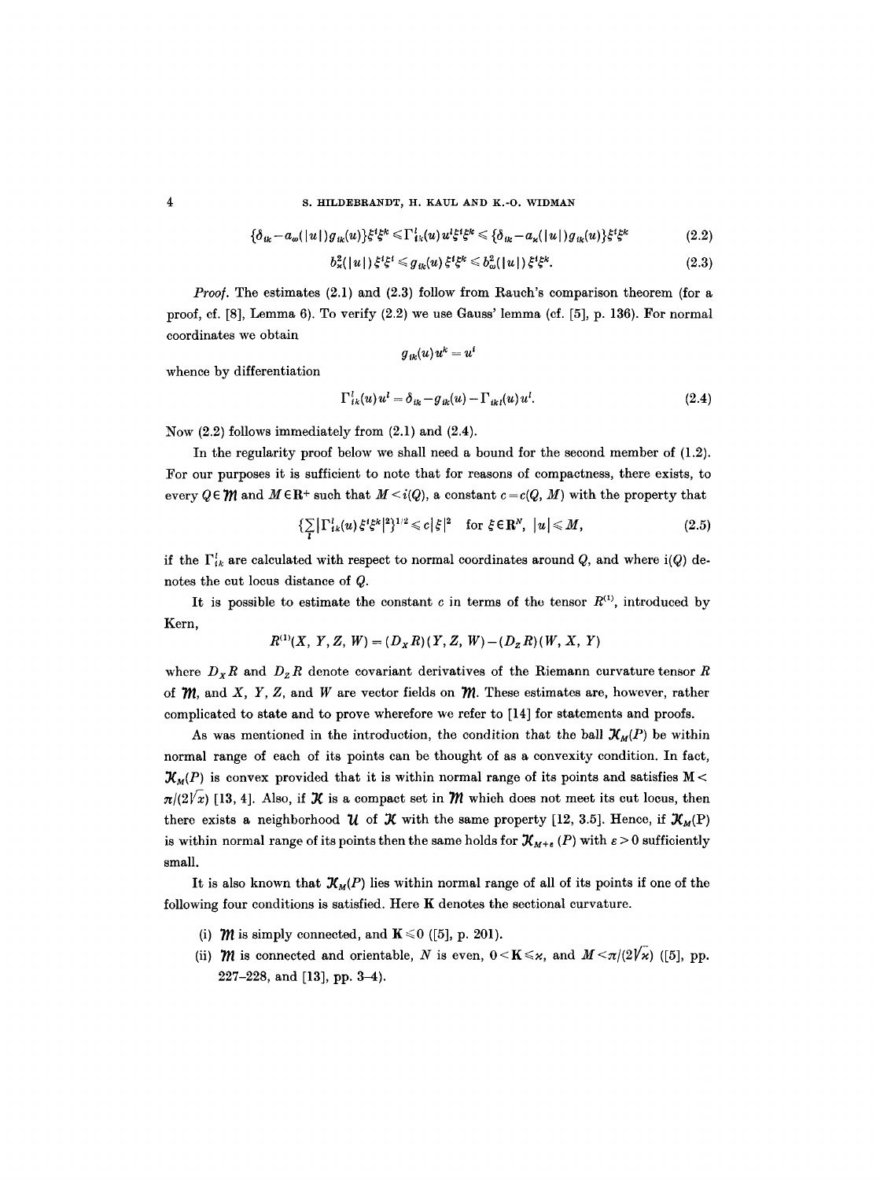$$\{\delta_{ik} - a_\omega(|u|) g_{ik}(u)\}\xi^i\xi^k \leqslant \Gamma^l_{ik}(u) u^l \xi^i \xi^k \leqslant \{\delta_{ik} - a_\varkappa(|u|) g_{ik}(u)\}\xi^i\xi^k \tag{2.2}$$

$$b^2_\varkappa(|u|)\,\xi^i\xi^i \leqslant g_{ik}(u)\,\xi^i\xi^k \leqslant b^2_\omega(|u|)\,\xi^i\xi^k. \tag{2.3}$$

*Proof.* The estimates (2.1) and (2.3) follow from Rauch's comparison theorem (for a proof, cf. [8], Lemma 6). To verify (2.2) we use Gauss' lemma (cf. [5], p. 136). For normal coordinates we obtain

$$g_{ik}(u)\,u^k = u^i$$

whence by differentiation

$$\Gamma^l_{ik}(u)\,u^l = \delta_{ik} - g_{ik}(u) - \Gamma_{ikl}(u)\,u^l. \tag{2.4}$$

Now (2.2) follows immediately from (2.1) and (2.4).

In the regularity proof below we shall need a bound for the second member of (1.2). For our purposes it is sufficient to note that for reasons of compactness, there exists, to every $Q \in \mathcal{M}$ and $M \in \mathbf{R}^+$ such that $M < i(Q)$, a constant $c = c(Q, M)$ with the property that

$$\{\sum_l |\Gamma^l_{ik}(u)\,\xi^i\xi^k|^2\}^{1/2} \leqslant c|\xi|^2 \quad \text{for } \xi \in \mathbf{R}^N,\ |u| \leqslant M, \tag{2.5}$$

if the $\Gamma^l_{ik}$ are calculated with respect to normal coordinates around $Q$, and where $i(Q)$ denotes the cut locus distance of $Q$.

It is possible to estimate the constant $c$ in terms of the tensor $R^{(1)}$, introduced by Kern,

$$R^{(1)}(X, Y, Z, W) = (D_X R)(Y, Z, W) - (D_Z R)(W, X, Y)$$

where $D_X R$ and $D_Z R$ denote covariant derivatives of the Riemann curvature tensor $R$ of $\mathcal{M}$, and $X$, $Y$, $Z$, and $W$ are vector fields on $\mathcal{M}$. These estimates are, however, rather complicated to state and to prove wherefore we refer to [14] for statements and proofs.

As was mentioned in the introduction, the condition that the ball $\mathcal{K}_M(P)$ be within normal range of each of its points can be thought of as a convexity condition. In fact, $\mathcal{K}_M(P)$ is convex provided that it is within normal range of its points and satisfies $M < \pi/(2\sqrt{\varkappa})$ [13, 4]. Also, if $\mathcal{K}$ is a compact set in $\mathcal{M}$ which does not meet its cut locus, then there exists a neighborhood $\mathcal{U}$ of $\mathcal{K}$ with the same property [12, 3.5]. Hence, if $\mathcal{K}_M(P)$ is within normal range of its points then the same holds for $\mathcal{K}_{M+\varepsilon}(P)$ with $\varepsilon > 0$ sufficiently small.

It is also known that $\mathcal{K}_M(P)$ lies within normal range of all of its points if one of the following four conditions is satisfied. Here $\mathbf{K}$ denotes the sectional curvature.

(i) $\mathcal{M}$ is simply connected, and $\mathbf{K} \leqslant 0$ ([5], p. 201).

(ii) $\mathcal{M}$ is connected and orientable, $N$ is even, $0 < \mathbf{K} \leqslant \varkappa$, and $M < \pi/(2\sqrt{\varkappa})$ ([5], pp. 227–228, and [13], pp. 3–4).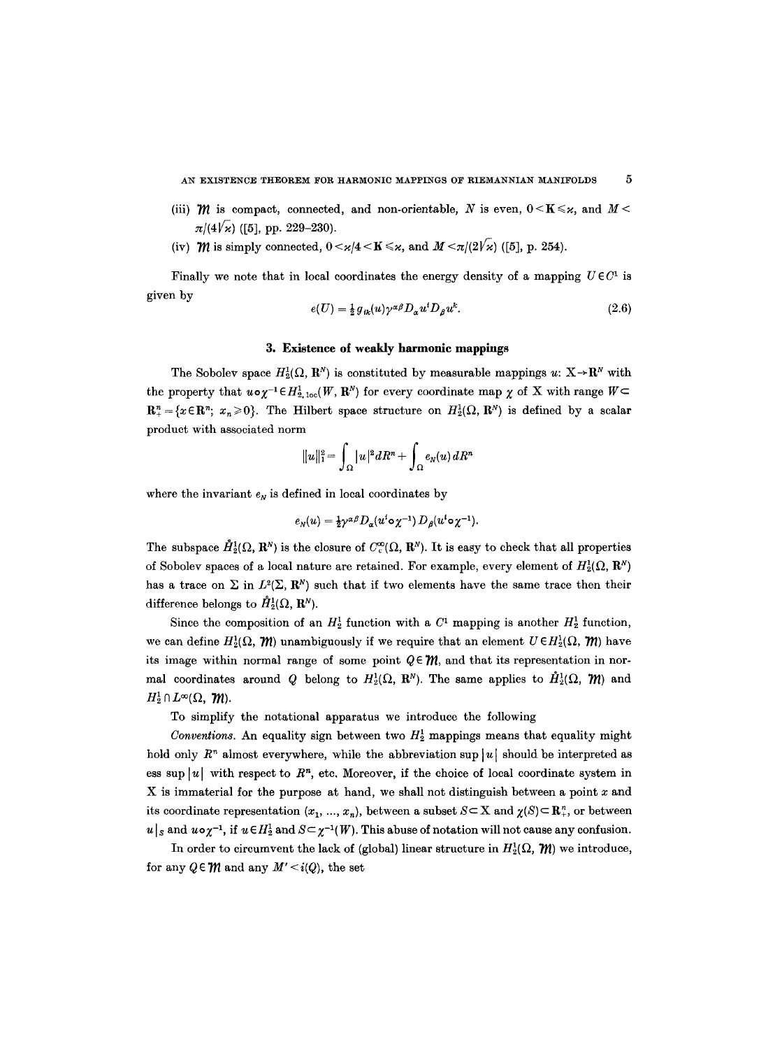(iii) $\mathcal{M}$ is compact, connected, and non-orientable, $N$ is even, $0 < \mathbf{K} \leqslant \varkappa$, and $M < \pi/(4\sqrt{\varkappa})$ ([5], pp. 229–230).

(iv) $\mathcal{M}$ is simply connected, $0 < \varkappa/4 < \mathbf{K} \leqslant \varkappa$, and $M < \pi/(2\sqrt{\varkappa})$ ([5], p. 254).

Finally we note that in local coordinates the energy density of a mapping $U \in C^1$ is given by

$$e(U) = \tfrac{1}{2} g_{ik}(u) \gamma^{\alpha\beta} D_\alpha u^i D_\beta u^k. \tag{2.6}$$

## 3. Existence of weakly harmonic mappings

The Sobolev space $H_2^1(\Omega, \mathbf{R}^N)$ is constituted by measurable mappings $u$: $\mathrm{X} \to \mathbf{R}^N$ with the property that $u \circ \chi^{-1} \in H^1_{2,\mathrm{loc}}(W, \mathbf{R}^N)$ for every coordinate map $\chi$ of X with range $W \subset \mathbf{R}^n_+ = \{x \in \mathbf{R}^n;\ x_n \geqslant 0\}$. The Hilbert space structure on $H_2^1(\Omega, \mathbf{R}^N)$ is defined by a scalar product with associated norm

$$\|u\|_1^2 = \int_\Omega |u|^2 dR^n + \int_\Omega e_N(u)\, dR^n$$

where the invariant $e_N$ is defined in local coordinates by

$$e_N(u) = \tfrac{1}{2}\gamma^{\alpha\beta} D_\alpha (u^i \circ \chi^{-1})\, D_\beta (u^i \circ \chi^{-1}).$$

The subspace $\mathring{H}_2^1(\Omega, \mathbf{R}^N)$ is the closure of $C_c^\infty(\Omega, \mathbf{R}^N)$. It is easy to check that all properties of Sobolev spaces of a local nature are retained. For example, every element of $H_2^1(\Omega, \mathbf{R}^N)$ has a trace on $\Sigma$ in $L^2(\Sigma, \mathbf{R}^N)$ such that if two elements have the same trace then their difference belongs to $\mathring{H}_2^1(\Omega, \mathbf{R}^N)$.

Since the composition of an $H_2^1$ function with a $C^1$ mapping is another $H_2^1$ function, we can define $H_2^1(\Omega, \mathcal{M})$ unambiguously if we require that an element $U \in H_2^1(\Omega, \mathcal{M})$ have its image within normal range of some point $Q \in \mathcal{M}$, and that its representation in normal coordinates around $Q$ belong to $H_2^1(\Omega, \mathbf{R}^N)$. The same applies to $\mathring{H}_2^1(\Omega, \mathcal{M})$ and $H_2^1 \cap L^\infty(\Omega, \mathcal{M})$.

To simplify the notational apparatus we introduce the following

*Conventions.* An equality sign between two $H_2^1$ mappings means that equality might hold only $R^n$ almost everywhere, while the abbreviation $\sup |u|$ should be interpreted as ess $\sup |u|$ with respect to $R^n$, etc. Moreover, if the choice of local coordinate system in X is immaterial for the purpose at hand, we shall not distinguish between a point $x$ and its coordinate representation $(x_1, \ldots, x_n)$, between a subset $S \subset \mathrm{X}$ and $\chi(S) \subset \mathbf{R}^n_+$, or between $u|_S$ and $u \circ \chi^{-1}$, if $u \in H_2^1$ and $S \subset \chi^{-1}(W)$. This abuse of notation will not cause any confusion.

In order to circumvent the lack of (global) linear structure in $H_2^1(\Omega, \mathcal{M})$ we introduce, for any $Q \in \mathcal{M}$ and any $M' < i(Q)$, the set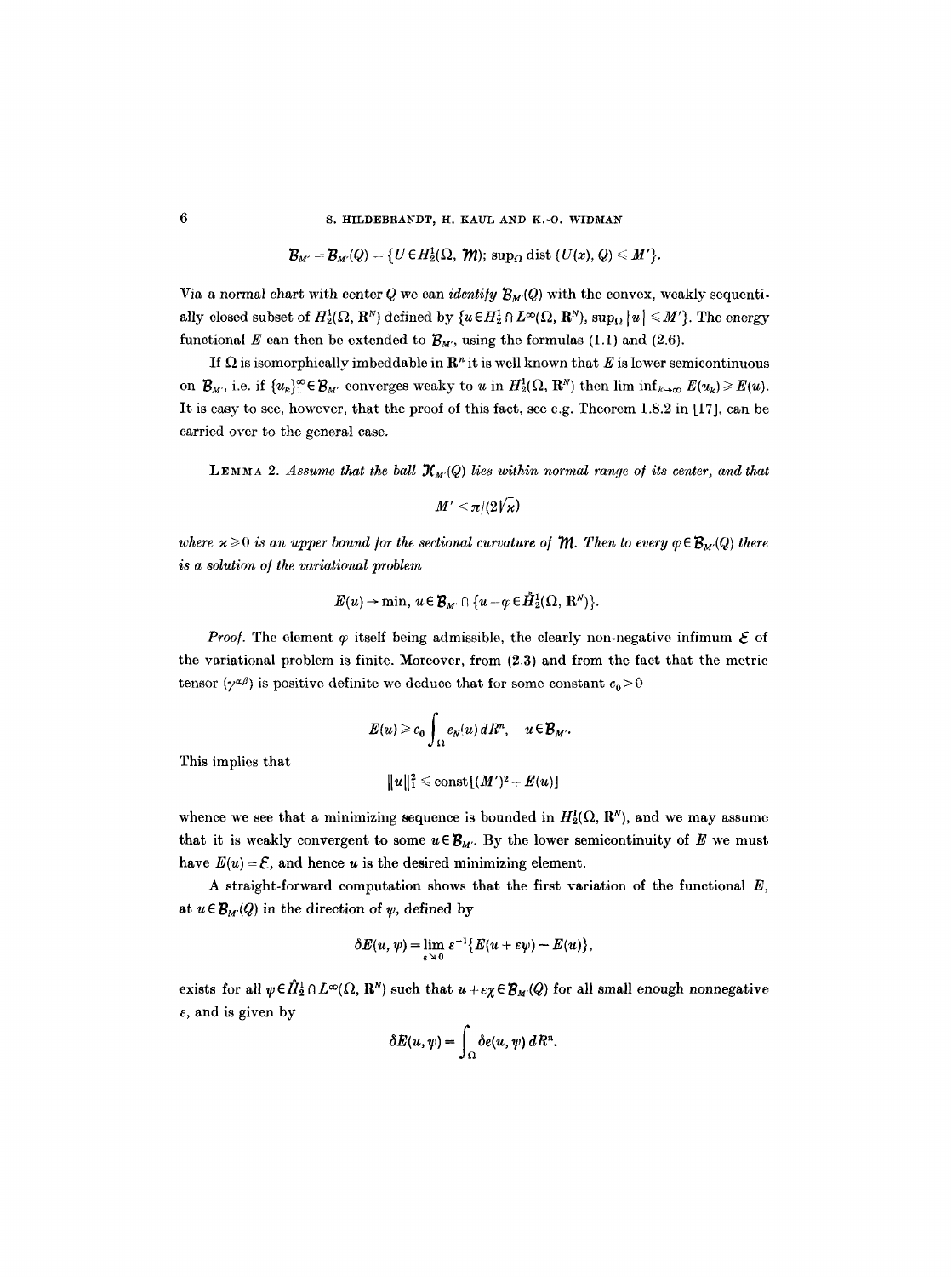$$\mathcal{B}_{M'} = \mathcal{B}_{M'}(Q) = \{U \in H_2^1(\Omega, \mathcal{M});\ \sup_\Omega \operatorname{dist}(U(x), Q) \leq M'\}.$$

Via a normal chart with center $Q$ we can *identify* $\mathcal{B}_{M'}(Q)$ with the convex, weakly sequentially closed subset of $H_2^1(\Omega, \mathbf{R}^N)$ defined by $\{u \in H_2^1 \cap L^\infty(\Omega, \mathbf{R}^N),\ \sup_\Omega |u| \leq M'\}$. The energy functional $E$ can then be extended to $\mathcal{B}_{M'}$, using the formulas (1.1) and (2.6).

If $\Omega$ is isomorphically imbeddable in $\mathbf{R}^n$ it is well known that $E$ is lower semicontinuous on $\mathcal{B}_{M'}$, i.e. if $\{u_k\}_1^\infty \in \mathcal{B}_{M'}$ converges weaky to $u$ in $H_2^1(\Omega, \mathbf{R}^N)$ then $\liminf_{k\to\infty} E(u_k) \geq E(u)$. It is easy to see, however, that the proof of this fact, see e.g. Theorem 1.8.2 in [17], can be carried over to the general case.

LEMMA 2. *Assume that the ball $\mathcal{K}_{M'}(Q)$ lies within normal range of its center, and that*

$$M' < \pi/(2\sqrt{\varkappa})$$

*where $\varkappa \geq 0$ is an upper bound for the sectional curvature of $\mathcal{M}$. Then to every $\varphi \in \mathcal{B}_{M'}(Q)$ there is a solution of the variational problem*

$$E(u) \to \min,\ u \in \mathcal{B}_{M'} \cap \{u - \varphi \in \mathring{H}_2^1(\Omega, \mathbf{R}^N)\}.$$

*Proof.* The element $\varphi$ itself being admissible, the clearly non-negative infimum $\mathcal{E}$ of the variational problem is finite. Moreover, from (2.3) and from the fact that the metric tensor $(\gamma^{\alpha\beta})$ is positive definite we deduce that for some constant $c_0 > 0$

$$E(u) \geq c_0 \int_\Omega e_N(u)\, dR^n, \quad u \in \mathcal{B}_{M'}.$$

This implies that

$$\|u\|_1^2 \leq \operatorname{const}[(M')^2 + E(u)]$$

whence we see that a minimizing sequence is bounded in $H_2^1(\Omega, \mathbf{R}^N)$, and we may assume that it is weakly convergent to some $u \in \mathcal{B}_{M'}$. By the lower semicontinuity of $E$ we must have $E(u) = \mathcal{E}$, and hence $u$ is the desired minimizing element.

A straight-forward computation shows that the first variation of the functional $E$, at $u \in \mathcal{B}_{M'}(Q)$ in the direction of $\psi$, defined by

$$\delta E(u, \psi) = \lim_{\varepsilon \searrow 0} \varepsilon^{-1}\{E(u + \varepsilon\psi) - E(u)\},$$

exists for all $\psi \in \mathring{H}_2^1 \cap L^\infty(\Omega, \mathbf{R}^N)$ such that $u + \varepsilon\chi \in \mathcal{B}_{M'}(Q)$ for all small enough nonnegative $\varepsilon$, and is given by

$$\delta E(u, \psi) = \int_\Omega \delta e(u, \psi)\, dR^n.$$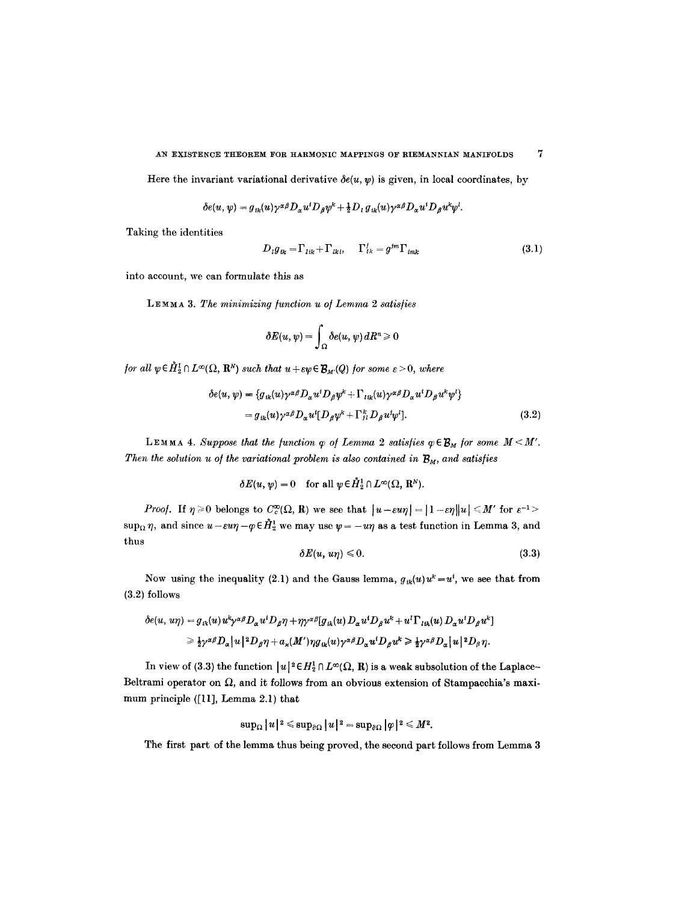Here the invariant variational derivative $\delta e(u, \psi)$ is given, in local coordinates, by

$$\delta e(u, \psi) = g_{ik}(u)\gamma^{\alpha\beta} D_\alpha u^i D_\beta \psi^k + \tfrac{1}{2} D_l g_{ik}(u)\gamma^{\alpha\beta} D_\alpha u^i D_\beta u^k \psi^l.$$

Taking the identities

$$D_l g_{ik} = \Gamma_{lik} + \Gamma_{lki}, \quad \Gamma^j_{ik} = g^{jm}\Gamma_{imk} \tag{3.1}$$

into account, we can formulate this as

LEMMA 3. *The minimizing function $u$ of Lemma 2 satisfies*

$$\delta E(u, \psi) = \int_\Omega \delta e(u, \psi)\, dR^n \geq 0$$

*for all $\psi \in \mathring{H}^1_2 \cap L^\infty(\Omega, \mathbf{R}^N)$ such that $u + \varepsilon\psi \in \mathcal{B}_{M'}(Q)$ for some $\varepsilon > 0$, where*

$$\begin{aligned}\delta e(u, \psi) &= \{g_{ik}(u)\gamma^{\alpha\beta} D_\alpha u^i D_\beta \psi^k + \Gamma_{lik}(u)\gamma^{\alpha\beta} D_\alpha u^i D_\beta u^k \psi^l\} \\ &= g_{ik}(u)\gamma^{\alpha\beta} D_\alpha u^i [D_\beta \psi^k + \Gamma^k_{jl} D_\beta u^j \psi^l].\end{aligned} \tag{3.2}$$

LEMMA 4. *Suppose that the function $\varphi$ of Lemma 2 satisfies $\varphi \in \mathcal{B}_M$ for some $M < M'$. Then the solution $u$ of the variational problem is also contained in $\mathcal{B}_M$, and satisfies*

$$\delta E(u, \psi) = 0 \quad \text{for all } \psi \in \mathring{H}^1_2 \cap L^\infty(\Omega, \mathbf{R}^N).$$

*Proof.* If $\eta \geq 0$ belongs to $C^\infty_c(\Omega, \mathbf{R})$ we see that $|u - \varepsilon u\eta| = |1 - \varepsilon\eta||u| \leq M'$ for $\varepsilon^{-1} > \sup_\Omega \eta$, and since $u - \varepsilon u\eta - \varphi \in \mathring{H}^1_2$ we may use $\psi = -u\eta$ as a test function in Lemma 3, and thus

$$\delta E(u, u\eta) \leq 0. \tag{3.3}$$

Now using the inequality (2.1) and the Gauss lemma, $g_{ik}(u)u^k = u^i$, we see that from (3.2) follows

$$\begin{aligned}\delta e(u, u\eta) &= g_{ik}(u) u^k \gamma^{\alpha\beta} D_\alpha u^i D_\beta \eta + \eta\gamma^{\alpha\beta}[g_{ik}(u)\, D_\alpha u^i D_\beta u^k + u^l \Gamma_{lik}(u)\, D_\alpha u^i D_\beta u^k] \\ &\geq \tfrac{1}{2}\gamma^{\alpha\beta} D_\alpha |u|^2 D_\beta \eta + a_\varkappa(M')\eta g_{ik}(u)\gamma^{\alpha\beta} D_\alpha u^i D_\beta u^k \geq \tfrac{1}{2}\gamma^{\alpha\beta} D_\alpha |u|^2 D_\beta \eta.\end{aligned}$$

In view of (3.3) the function $|u|^2 \in H^1_2 \cap L^\infty(\Omega, \mathbf{R})$ is a weak subsolution of the Laplace–Beltrami operator on $\Omega$, and it follows from an obvious extension of Stampacchia's maximum principle ([11], Lemma 2.1) that

$$\sup_\Omega |u|^2 \leq \sup_{\partial\Omega} |u|^2 = \sup_{\partial\Omega} |\varphi|^2 \leq M^2.$$

The first part of the lemma thus being proved, the second part follows from Lemma 3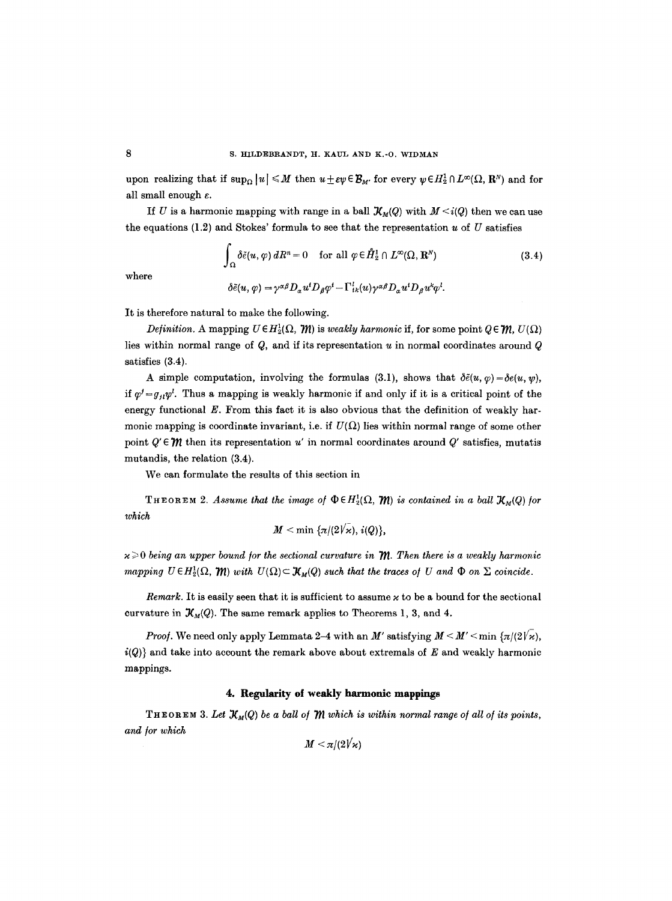upon realizing that if $\sup_\Omega |u| \leqslant M$ then $u \pm \varepsilon \psi \in \mathcal{B}_{M'}$ for every $\psi \in H_2^1 \cap L^\infty(\Omega, \mathbf{R}^N)$ and for all small enough $\varepsilon$.

If $U$ is a harmonic mapping with range in a ball $\mathcal{K}_M(Q)$ with $M < i(Q)$ then we can use the equations (1.2) and Stokes' formula to see that the representation $u$ of $U$ satisfies

$$\int_\Omega \delta\tilde{e}(u, \varphi)\, dR^n = 0 \quad \text{for all } \varphi \in \mathring{H}_2^1 \cap L^\infty(\Omega, \mathbf{R}^N) \tag{3.4}$$

where

$$\delta\tilde{e}(u, \varphi) = \gamma^{\alpha\beta} D_\alpha u^l D_\beta \varphi^l - \Gamma^l_{ik}(u) \gamma^{\alpha\beta} D_\alpha u^i D_\beta u^k \varphi^l.$$

It is therefore natural to make the following.

*Definition.* A mapping $U \in H_2^1(\Omega, \mathcal{M})$ is *weakly harmonic* if, for some point $Q \in \mathcal{M}$, $U(\Omega)$ lies within normal range of $Q$, and if its representation $u$ in normal coordinates around $Q$ satisfies (3.4).

A simple computation, involving the formulas (3.1), shows that $\delta\tilde{e}(u, \varphi) = \delta e(u, \psi)$, if $\varphi^j = g_{jl}\psi^l$. Thus a mapping is weakly harmonic if and only if it is a critical point of the energy functional $E$. From this fact it is also obvious that the definition of weakly harmonic mapping is coordinate invariant, i.e. if $U(\Omega)$ lies within normal range of some other point $Q' \in \mathcal{M}$ then its representation $u'$ in normal coordinates around $Q'$ satisfies, mutatis mutandis, the relation (3.4).

We can formulate the results of this section in

THEOREM 2. *Assume that the image of $\Phi \in H_2^1(\Omega, \mathcal{M})$ is contained in a ball $\mathcal{K}_M(Q)$ for which*

$$M < \min \{\pi/(2\sqrt{\varkappa}), i(Q)\},$$

*$\varkappa \geqslant 0$ being an upper bound for the sectional curvature in $\mathcal{M}$. Then there is a weakly harmonic mapping $U \in H_2^1(\Omega, \mathcal{M})$ with $U(\Omega) \subset \mathcal{K}_M(Q)$ such that the traces of $U$ and $\Phi$ on $\Sigma$ coincide.*

*Remark.* It is easily seen that it is sufficient to assume $\varkappa$ to be a bound for the sectional curvature in $\mathcal{K}_M(Q)$. The same remark applies to Theorems 1, 3, and 4.

*Proof.* We need only apply Lemmata 2–4 with an $M'$ satisfying $M < M' < \min \{\pi/(2\sqrt{\varkappa}), i(Q)\}$ and take into account the remark above about extremals of $E$ and weakly harmonic mappings.

## 4. Regularity of weakly harmonic mappings

THEOREM 3. *Let $\mathcal{K}_M(Q)$ be a ball of $\mathcal{M}$ which is within normal range of all of its points, and for which*

$$M < \pi/(2\sqrt{\varkappa})$$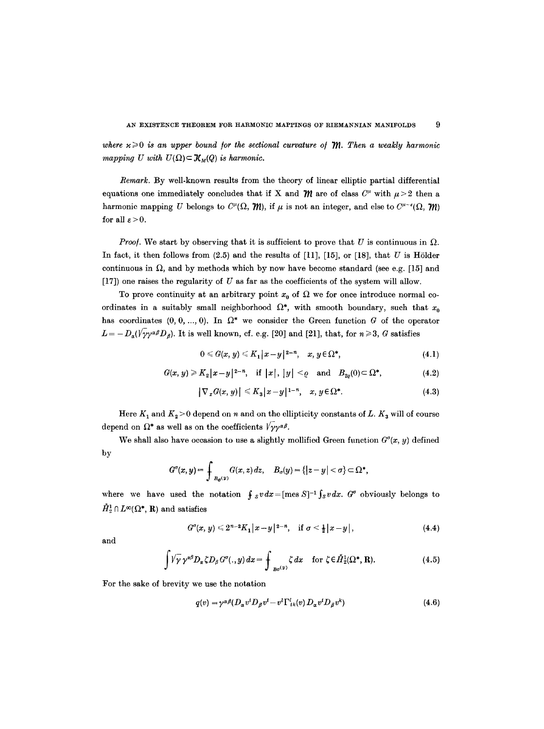*where $\varkappa \geq 0$ is an upper bound for the sectional curvature of $\mathcal{M}$. Then a weakly harmonic mapping $U$ with $U(\Omega) \subset \mathcal{K}_M(Q)$ is harmonic.*

*Remark.* By well-known results from the theory of linear elliptic partial differential equations one immediately concludes that if X and $\mathcal{M}$ are of class $C^\mu$ with $\mu > 2$ then a harmonic mapping $U$ belongs to $C^\mu(\Omega, \mathcal{M})$, if $\mu$ is not an integer, and else to $C^{\mu-\varepsilon}(\Omega, \mathcal{M})$ for all $\varepsilon > 0$.

*Proof.* We start by observing that it is sufficient to prove that $U$ is continuous in $\Omega$. In fact, it then follows from (2.5) and the results of [11], [15], or [18], that $U$ is Hölder continuous in $\Omega$, and by methods which by now have become standard (see e.g. [15] and [17]) one raises the regularity of $U$ as far as the coefficients of the system will allow.

To prove continuity at an arbitrary point $x_0$ of $\Omega$ we for once introduce normal coordinates in a suitably small neighborhood $\Omega^*$, with smooth boundary, such that $x_0$ has coordinates $(0, 0, ..., 0)$. In $\Omega^*$ we consider the Green function $G$ of the operator $L = -D_\alpha(\sqrt{\gamma}\gamma^{\alpha\beta}D_\beta)$. It is well known, cf. e.g. [20] and [21], that, for $n \geq 3$, $G$ satisfies

$$0 \leq G(x, y) \leq K_1 |x-y|^{2-n}, \quad x, y \in \Omega^*, \tag{4.1}$$

$$G(x, y) \geq K_2 |x-y|^{2-n}, \quad \text{if } |x|, |y| < \varrho \quad \text{and} \quad B_{2\varrho}(0) \subset \Omega^*, \tag{4.2}$$

$$|\nabla_x G(x, y)| \leq K_3 |x-y|^{1-n}, \quad x, y \in \Omega^*. \tag{4.3}$$

Here $K_1$ and $K_2 > 0$ depend on $n$ and on the ellipticity constants of $L$. $K_3$ will of course depend on $\Omega^*$ as well as on the coefficients $\sqrt{\gamma}\gamma^{\alpha\beta}$.

We shall also have occasion to use a slightly mollified Green function $G^\sigma(x, y)$ defined by

$$G^\sigma(x, y) = \fint_{B_\sigma(y)} G(x, z)\, dz, \quad B_\sigma(y) = \{|z-y| < \sigma\} \subset \Omega^*,$$

where we have used the notation $\fint_S v\, dx = [\text{mes } S]^{-1} \int_S v\, dx$. $G^\sigma$ obviously belongs to $\mathring{H}_2^1 \cap L^\infty(\Omega^*, \mathbf{R})$ and satisfies

$$G^\sigma(x, y) \leq 2^{n-2} K_1 |x-y|^{2-n}, \quad \text{if } \sigma < \tfrac{1}{2}|x-y|, \tag{4.4}$$

and

$$\int \sqrt{\gamma}\, \gamma^{\alpha\beta} D_\alpha \zeta D_\beta G^\sigma(., y)\, dx = \fint_{B\sigma(y)} \zeta\, dx \quad \text{for } \zeta \in \mathring{H}_2^1(\Omega^*, \mathbf{R}). \tag{4.5}$$

For the sake of brevity we use the notation

$$q(v) = \gamma^{\alpha\beta}(D_\alpha v^i D_\beta v^i - v^l \Gamma^l_{ik}(v) D_\alpha v^i D_\beta v^k) \tag{4.6}$$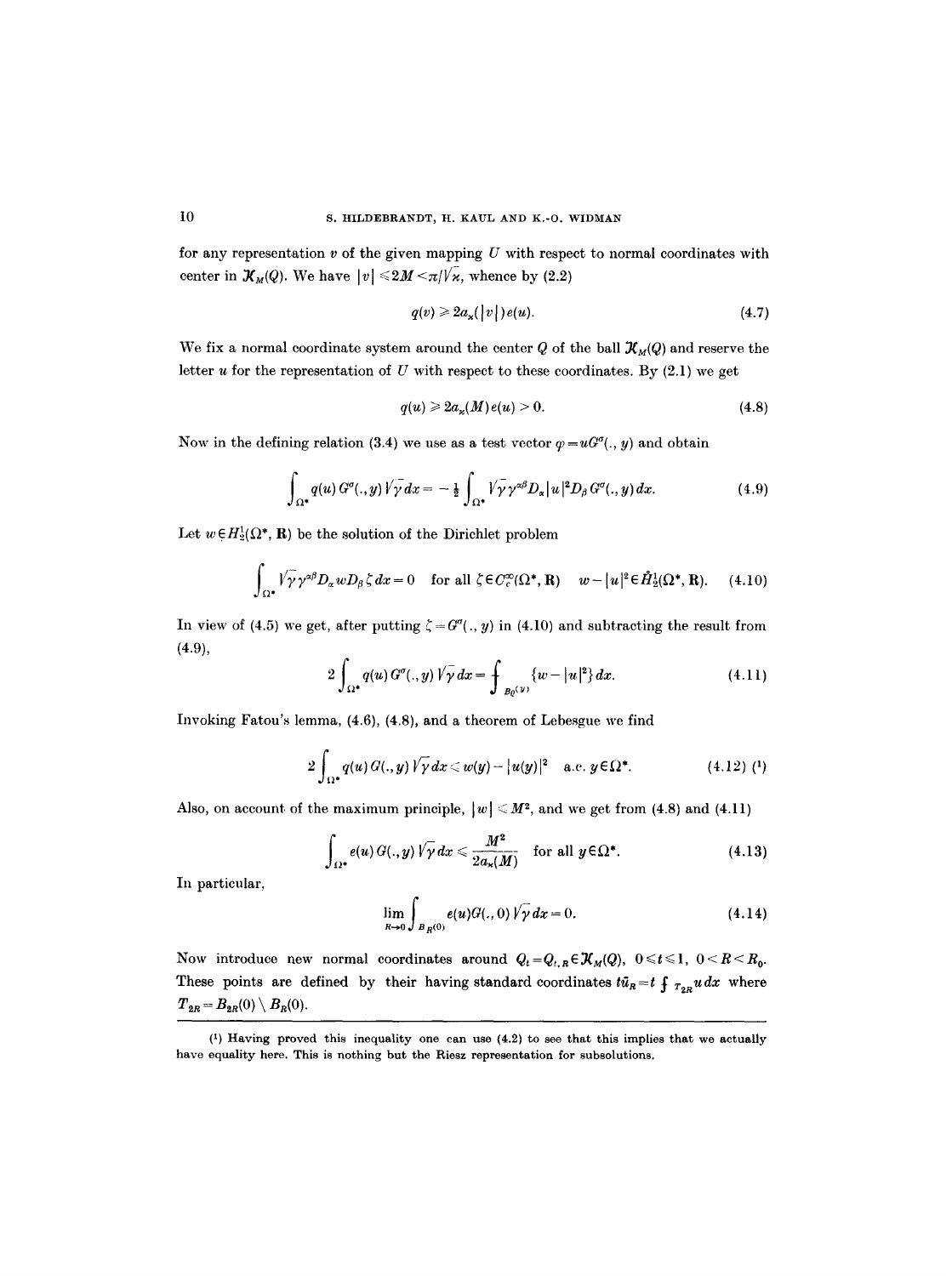for any representation $v$ of the given mapping $U$ with respect to normal coordinates with center in $\mathcal{K}_M(Q)$. We have $|v| \leq 2M < \pi/\sqrt{\varkappa}$, whence by (2.2)

$$q(v) \geq 2a_\varkappa(|v|)e(u). \tag{4.7}$$

We fix a normal coordinate system around the center $Q$ of the ball $\mathcal{K}_M(Q)$ and reserve the letter $u$ for the representation of $U$ with respect to these coordinates. By (2.1) we get

$$q(u) \geq 2a_\varkappa(M)e(u) > 0. \tag{4.8}$$

Now in the defining relation (3.4) we use as a test vector $\varphi = uG^\sigma(.,y)$ and obtain

$$\int_{\Omega^*} q(u)\, G^\sigma(.,y)\sqrt{\gamma}\,dx = -\tfrac{1}{2}\int_{\Omega^*} \sqrt{\gamma}\,\gamma^{\alpha\beta} D_\alpha |u|^2 D_\beta\, G^\sigma(.,y)\,dx. \tag{4.9}$$

Let $w \in H_2^1(\Omega^*, \mathbf{R})$ be the solution of the Dirichlet problem

$$\int_{\Omega^*} \sqrt{\gamma}\,\gamma^{\alpha\beta} D_\alpha w D_\beta \zeta\,dx = 0 \quad \text{for all } \zeta \in C_c^\infty(\Omega^*, \mathbf{R}) \quad w - |u|^2 \in \mathring{H}_2^1(\Omega^*, \mathbf{R}). \tag{4.10}$$

In view of (4.5) we get, after putting $\zeta = G^\sigma(.,y)$ in (4.10) and subtracting the result from (4.9),

$$2\int_{\Omega^*} q(u)\, G^\sigma(.,y)\sqrt{\gamma}\,dx = \fint_{B_\sigma(y)} \{w - |u|^2\}\,dx. \tag{4.11}$$

Invoking Fatou's lemma, (4.6), (4.8), and a theorem of Lebesgue we find

$$2\int_{\Omega^*} q(u)\, G(.,y)\sqrt{\gamma}\,dx \leq w(y) - |u(y)|^2 \quad \text{a.e. } y \in \Omega^*. \tag{4.12}$$ [1]

Also, on account of the maximum principle, $|w| \leq M^2$, and we get from (4.8) and (4.11)

$$\int_{\Omega^*} e(u)\, G(.,y)\sqrt{\gamma}\,dx \leq \frac{M^2}{2a_\varkappa(M)} \quad \text{for all } y \in \Omega^*. \tag{4.13}$$

In particular,

$$\lim_{R \to 0} \int_{B_R(0)} e(u) G(.,0)\sqrt{\gamma}\,dx = 0. \tag{4.14}$$

Now introduce new normal coordinates around $Q_t = Q_{t,R} \in \mathcal{K}_M(Q)$, $0 \leq t \leq 1$, $0 < R < R_0$. These points are defined by their having standard coordinates $t\bar{u}_R = t \fint_{T_{2R}} u\,dx$ where $T_{2R} = B_{2R}(0) \setminus B_R(0)$.

---

[1] Having proved this inequality one can use (4.2) to see that this implies that we actually have equality here. This is nothing but the Riesz representation for subsolutions.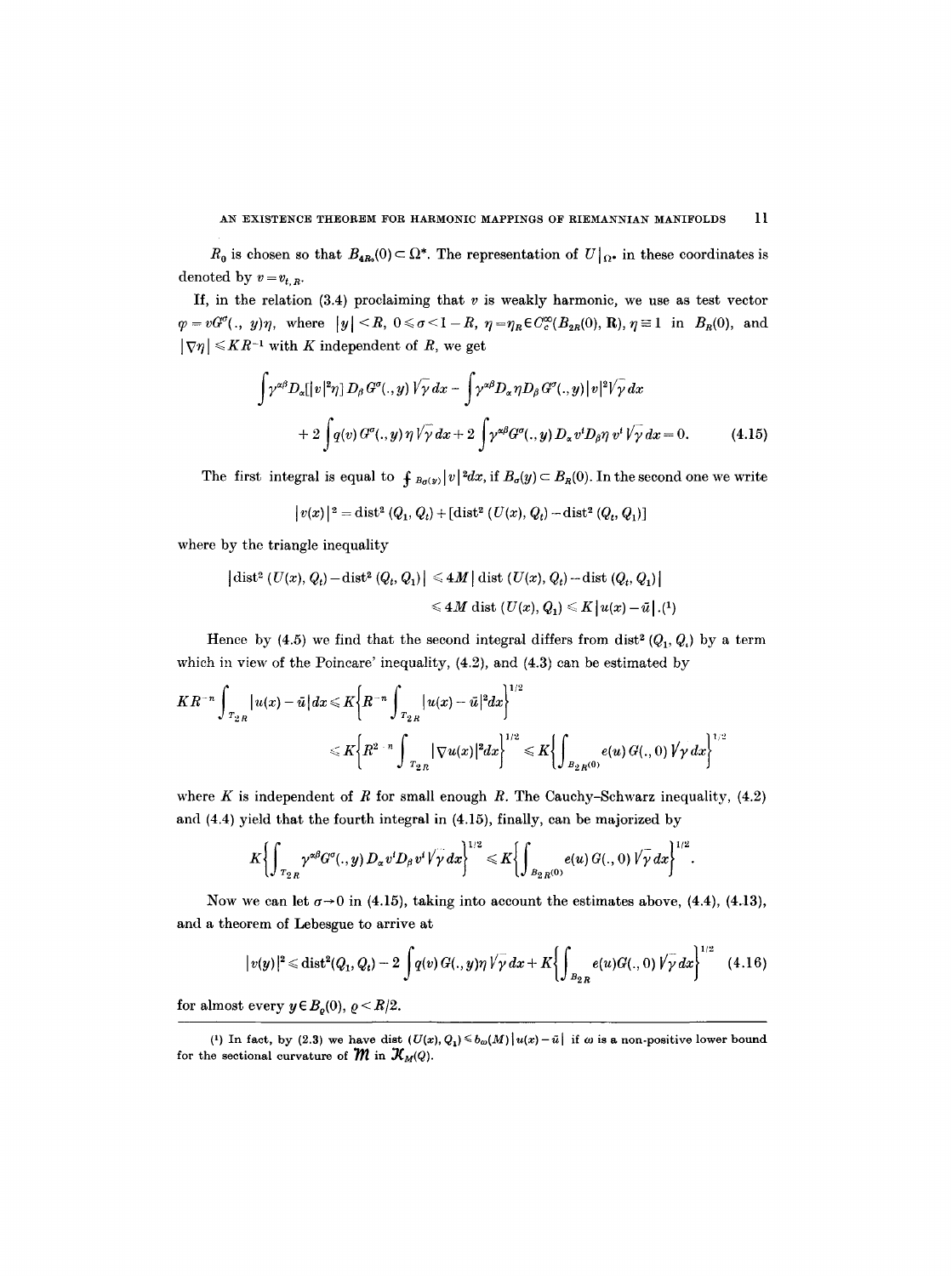$R_0$ is chosen so that $B_{4R_0}(0) \subset \Omega^*$. The representation of $U|_{\Omega^*}$ in these coordinates is denoted by $v = v_{t,R}$.

If, in the relation (3.4) proclaiming that $v$ is weakly harmonic, we use as test vector $\varphi = vG^\sigma(.,\ y)\eta$, where $|y| < R$, $0 \leq \sigma < 1 - R$, $\eta = \eta_R \in C_c^\infty(B_{2R}(0), \mathbf{R})$, $\eta \equiv 1$ in $B_R(0)$, and $|\nabla \eta| \leq KR^{-1}$ with $K$ independent of $R$, we get

$$\int \gamma^{\alpha\beta} D_\alpha[|v|^2\eta]\, D_\beta G^\sigma(.,y)\sqrt{\gamma}\,dx - \int \gamma^{\alpha\beta} D_\alpha \eta D_\beta G^\sigma(.,y)|v|^2\sqrt{\gamma}\,dx$$
$$+ 2\int q(v)\, G^\sigma(.,y)\,\eta\sqrt{\gamma}\,dx + 2\int \gamma^{\alpha\beta} G^\sigma(.,y)\, D_\alpha v^i D_\beta \eta\, v^i \sqrt{\gamma}\,dx = 0. \tag{4.15}$$

The first integral is equal to $⨍_{B_\sigma(y)} |v|^2 dx$, if $B_\sigma(y) \subset B_R(0)$. In the second one we write

$$|v(x)|^2 = \operatorname{dist}^2(Q_1, Q_t) + [\operatorname{dist}^2(U(x), Q_t) - \operatorname{dist}^2(Q_t, Q_1)]$$

where by the triangle inequality

$$|\operatorname{dist}^2(U(x), Q_t) - \operatorname{dist}^2(Q_t, Q_1)| \leq 4M\,|\operatorname{dist}(U(x), Q_t) - \operatorname{dist}(Q_t, Q_1)|$$
$$\leq 4M \operatorname{dist}(U(x), Q_1) \leq K|u(x) - \bar{u}|.\text{[1]}$$

Hence by (4.5) we find that the second integral differs from $\operatorname{dist}^2(Q_1, Q_t)$ by a term which in view of the Poincare' inequality, (4.2), and (4.3) can be estimated by

$$KR^{-n}\int_{T_{2R}} |u(x) - \bar{u}|\,dx \leq K\left\{R^{-n}\int_{T_{2R}} |u(x) - \bar{u}|^2 dx\right\}^{1/2}$$
$$\leq K\left\{R^{2-n}\int_{T_{2R}} |\nabla u(x)|^2 dx\right\}^{1/2} \leq K\left\{\int_{B_{2R}(0)} e(u)\, G(.,0)\sqrt{\gamma}\,dx\right\}^{1/2}$$

where $K$ is independent of $R$ for small enough $R$. The Cauchy–Schwarz inequality, (4.2) and (4.4) yield that the fourth integral in (4.15), finally, can be majorized by

$$K\left\{\int_{T_{2R}} \gamma^{\alpha\beta} G^\sigma(.,y)\, D_\alpha v^i D_\beta v^i \sqrt{\gamma}\,dx\right\}^{1/2} \leq K\left\{\int_{B_{2R}(0)} e(u)\, G(.,0)\sqrt{\gamma}\,dx\right\}^{1/2}.$$

Now we can let $\sigma \to 0$ in (4.15), taking into account the estimates above, (4.4), (4.13), and a theorem of Lebesgue to arrive at

$$|v(y)|^2 \leq \operatorname{dist}^2(Q_1, Q_t) - 2\int q(v)\, G(.,y)\eta\sqrt{\gamma}\,dx + K\left\{\int_{B_{2R}} e(u) G(.,0)\sqrt{\gamma}\,dx\right\}^{1/2} \tag{4.16}$$

for almost every $y \in B_\varrho(0)$, $\varrho < R/2$.

---

[1] In fact, by (2.3) we have $\operatorname{dist}(U(x), Q_1) \leq b_\omega(M)|u(x) - \bar{u}|$ if $\omega$ is a non-positive lower bound for the sectional curvature of $\mathcal{M}$ in $\mathcal{K}_M(Q)$.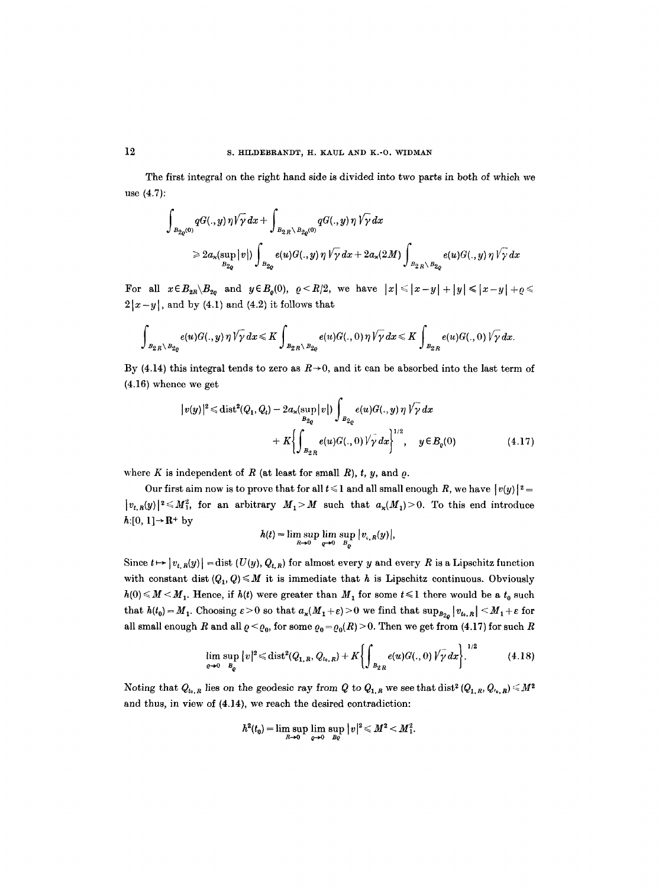The first integral on the right hand side is divided into two parts in both of which we use (4.7):

$$\int_{B_{2\varrho}(0)} qG(.,y)\,\eta\sqrt{\gamma}\,dx+\int_{B_{2R}\setminus B_{2\varrho}(0)} qG(.,y)\,\eta\sqrt{\gamma}\,dx$$

$$\geqslant 2a_\varkappa(\sup_{B_{2\varrho}}|v|)\int_{B_{2\varrho}} e(u)G(.,y)\,\eta\sqrt{\gamma}\,dx+2a_\varkappa(2M)\int_{B_{2R}\setminus B_{2\varrho}} e(u)G(.,y)\,\eta\sqrt{\gamma}\,dx$$

For all $x\in B_{2R}\setminus B_{2\varrho}$ and $y\in B_\varrho(0)$, $\varrho<R/2$, we have $|x|\leqslant|x-y|+|y|\leqslant|x-y|+\varrho\leqslant 2|x-y|$, and by (4.1) and (4.2) it follows that

$$\int_{B_{2R}\setminus B_{2\varrho}} e(u)G(.,y)\,\eta\sqrt{\gamma}\,dx\leqslant K\int_{B_{2R}\setminus B_{2\varrho}} e(u)G(.,0)\,\eta\sqrt{\gamma}\,dx\leqslant K\int_{B_{2R}} e(u)G(.,0)\sqrt{\gamma}\,dx.$$

By (4.14) this integral tends to zero as $R\to 0$, and it can be absorbed into the last term of (4.16) whence we get

$$|v(y)|^2\leqslant \operatorname{dist}^2(Q_1,Q_t)-2a_\varkappa(\sup_{B_{2\varrho}}|v|)\int_{B_{2\varrho}} e(u)G(.,y)\,\eta\sqrt{\gamma}\,dx$$
$$+K\left\{\int_{B_{2R}} e(u)G(.,0)\sqrt{\gamma}\,dx\right\}^{1/2},\quad y\in B_\varrho(0) \tag{4.17}$$

where $K$ is independent of $R$ (at least for small $R$), $t$, $y$, and $\varrho$.

Our first aim now is to prove that for all $t\leqslant 1$ and all small enough $R$, we have $|v(y)|^2=|v_{t,R}(y)|^2\leqslant M_1^2$, for an arbitrary $M_1>M$ such that $a_\varkappa(M_1)>0$. To this end introduce $h:[0,1]\to\mathbf{R}^+$ by

$$h(t)=\limsup_{R\to 0}\,\limsup_{\varrho\to 0}\,\sup_{B_\varrho}|v_{t,R}(y)|,$$

Since $t\mapsto|v_{t,R}(y)|=\operatorname{dist}(U(y),Q_{t,R})$ for almost every $y$ and every $R$ is a Lipschitz function with constant $\operatorname{dist}(Q_1,Q)\leqslant M$ it is immediate that $h$ is Lipschitz continuous. Obviously $h(0)\leqslant M<M_1$. Hence, if $h(t)$ were greater than $M_1$ for some $t\leqslant 1$ there would be a $t_0$ such that $h(t_0)=M_1$. Choosing $\varepsilon>0$ so that $a_\varkappa(M_1+\varepsilon)>0$ we find that $\sup_{B_{2\varrho}}|v_{t_0,R}|<M_1+\varepsilon$ for all small enough $R$ and all $\varrho<\varrho_0$, for some $\varrho_0=\varrho_0(R)>0$. Then we get from (4.17) for such $R$

$$\limsup_{\varrho\to 0}\,\sup_{B_\varrho}|v|^2\leqslant\operatorname{dist}^2(Q_{1,R},Q_{t_0,R})+K\left\{\int_{B_{2R}} e(u)G(.,0)\sqrt{\gamma}\,dx\right\}^{1/2}. \tag{4.18}$$

Noting that $Q_{t_0,R}$ lies on the geodesic ray from $Q$ to $Q_{1,R}$ we see that $\operatorname{dist}^2(Q_{1,R},Q_{t_0,R})\leqslant M^2$ and thus, in view of (4.14), we reach the desired contradiction:

$$h^2(t_0)=\limsup_{R\to 0}\,\limsup_{\varrho\to 0}\,\sup_{B_\varrho}|v|^2\leqslant M^2<M_1^2.$$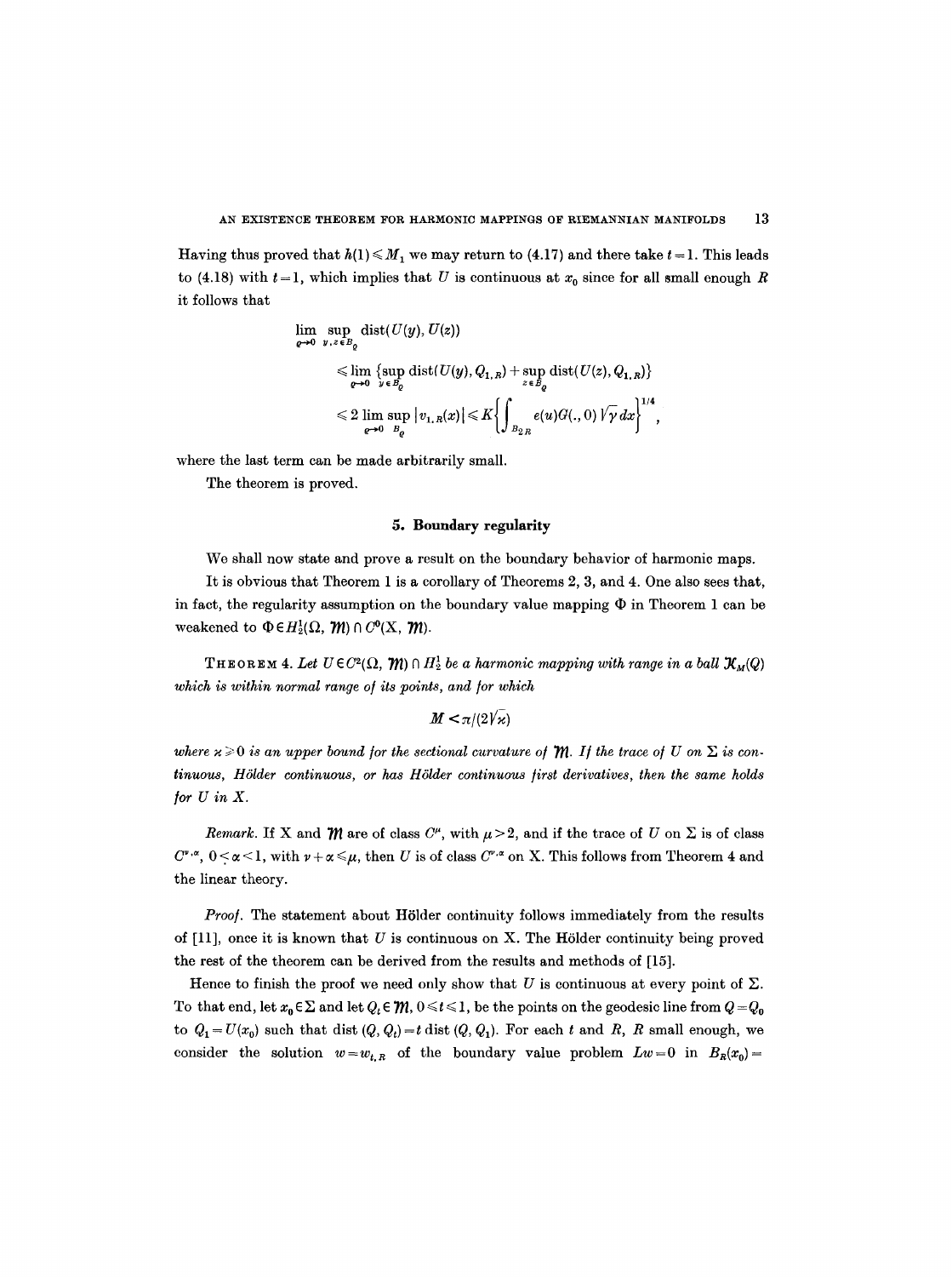Having thus proved that $h(1) \leqslant M_1$ we may return to (4.17) and there take $t=1$. This leads to (4.18) with $t=1$, which implies that $U$ is continuous at $x_0$ since for all small enough $R$ it follows that

$$
\begin{aligned}
\lim_{\varrho \to 0} \sup_{y,z \in B_\varrho} & \operatorname{dist}(U(y), U(z)) \\
& \leqslant \lim_{\varrho \to 0} \{\sup_{y \in B_\varrho} \operatorname{dist}(U(y), Q_{1,R}) + \sup_{z \in B_\varrho} \operatorname{dist}(U(z), Q_{1,R})\} \\
& \leqslant 2 \lim_{\varrho \to 0} \sup_{B_\varrho} |v_{1,R}(x)| \leqslant K \left\{ \int_{B_{2R}} e(u) G(.,0) \sqrt{\gamma}\, dx \right\}^{1/4},
\end{aligned}
$$

where the last term can be made arbitrarily small.

The theorem is proved.

## 5. Boundary regularity

We shall now state and prove a result on the boundary behavior of harmonic maps.

It is obvious that Theorem 1 is a corollary of Theorems 2, 3, and 4. One also sees that, in fact, the regularity assumption on the boundary value mapping $\Phi$ in Theorem 1 can be weakened to $\Phi \in H_2^1(\Omega, \mathcal{M}) \cap C^0(X, \mathcal{M})$.

THEOREM 4. *Let $U \in C^2(\Omega, \mathcal{M}) \cap H_2^1$ be a harmonic mapping with range in a ball $\mathcal{K}_M(Q)$ which is within normal range of its points, and for which*

$$M < \pi/(2\sqrt{\varkappa})$$

*where $\varkappa \geqslant 0$ is an upper bound for the sectional curvature of $\mathcal{M}$. If the trace of $U$ on $\Sigma$ is continuous, Hölder continuous, or has Hölder continuous first derivatives, then the same holds for $U$ in $X$.*

*Remark.* If X and $\mathcal{M}$ are of class $C^\mu$, with $\mu > 2$, and if the trace of $U$ on $\Sigma$ is of class $C^{\nu,\alpha}$, $0 < \alpha < 1$, with $\nu + \alpha \leqslant \mu$, then $U$ is of class $C^{\nu,\alpha}$ on X. This follows from Theorem 4 and the linear theory.

*Proof.* The statement about Hölder continuity follows immediately from the results of [11], once it is known that $U$ is continuous on X. The Hölder continuity being proved the rest of the theorem can be derived from the results and methods of [15].

Hence to finish the proof we need only show that $U$ is continuous at every point of $\Sigma$. To that end, let $x_0 \in \Sigma$ and let $Q_t \in \mathcal{M}$, $0 \leqslant t \leqslant 1$, be the points on the geodesic line from $Q = Q_0$ to $Q_1 = U(x_0)$ such that dist $(Q, Q_t) = t$ dist $(Q, Q_1)$. For each $t$ and $R$, $R$ small enough, we consider the solution $w = w_{t,R}$ of the boundary value problem $Lw = 0$ in $B_R(x_0) =$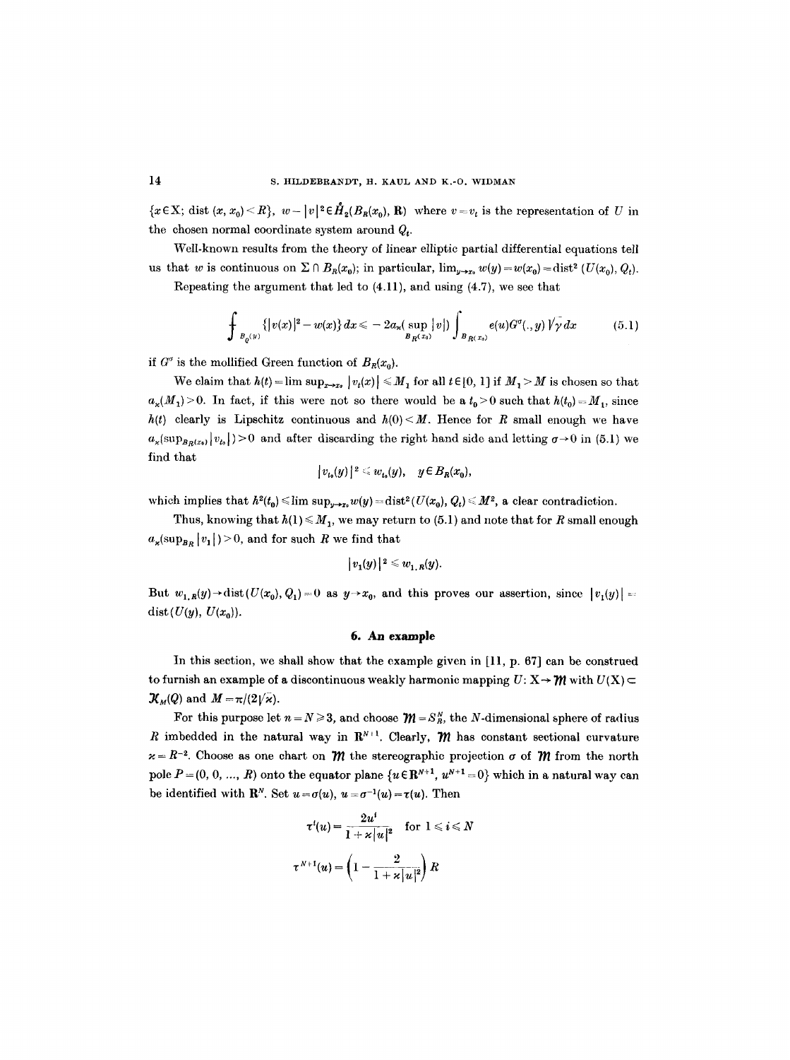$\{x \in X;\ \text{dist}(x, x_0) < R\}$, $w - |v|^2 \in \mathring{H}_2(B_R(x_0), \mathbf{R})$ where $v = v_t$ is the representation of $U$ in the chosen normal coordinate system around $Q_t$.

Well-known results from the theory of linear elliptic partial differential equations tell us that $w$ is continuous on $\Sigma \cap B_R(x_0)$; in particular, $\lim_{y \to x_0} w(y) = w(x_0) = \text{dist}^2(U(x_0), Q_t)$.

Repeating the argument that led to (4.11), and using (4.7), we see that

$$\fint_{B_\varrho(y)} \{|v(x)|^2 - w(x)\}\, dx \leqslant -2a_\varkappa(\sup_{B_R(x_0)} |v|) \int_{B_R(x_0)} e(u) G^\sigma(.,y) \sqrt{\gamma}\, dx \tag{5.1}$$

if $G^\sigma$ is the mollified Green function of $B_R(x_0)$.

We claim that $h(t) = \lim \sup_{x \to x_0} |v_t(x)| \leqslant M_1$ for all $t \in [0, 1]$ if $M_1 > M$ is chosen so that $a_\varkappa(M_1) > 0$. In fact, if this were not so there would be a $t_0 > 0$ such that $h(t_0) = M_1$, since $h(t)$ clearly is Lipschitz continuous and $h(0) < M$. Hence for $R$ small enough we have $a_\varkappa(\sup_{B_R(x_0)} |v_{t_0}|) > 0$ and after discarding the right hand side and letting $\sigma \to 0$ in (5.1) we find that

$$|v_{t_0}(y)|^2 \leqslant w_{t_0}(y), \quad y \in B_R(x_0),$$

which implies that $h^2(t_0) \leqslant \lim \sup_{y \to x_0} w(y) = \text{dist}^2(U(x_0), Q_t) \leqslant M^2$, a clear contradiction.

Thus, knowing that $h(1) \leqslant M_1$, we may return to (5.1) and note that for $R$ small enough $a_\varkappa(\sup_{B_R} |v_1|) > 0$, and for such $R$ we find that

$$|v_1(y)|^2 \leqslant w_{1,R}(y).$$

But $w_{1,R}(y) \to \text{dist}(U(x_0), Q_1) = 0$ as $y \to x_0$, and this proves our assertion, since $|v_1(y)| = \text{dist}(U(y), U(x_0))$.

## 6. An example

In this section, we shall show that the example given in [11, p. 67] can be construed to furnish an example of a discontinuous weakly harmonic mapping $U: X \to \mathcal{M}$ with $U(X) \subset \mathcal{K}_M(Q)$ and $M = \pi/(2\sqrt{\varkappa})$.

For this purpose let $n = N \geqslant 3$, and choose $\mathcal{M} = S_R^N$, the $N$-dimensional sphere of radius $R$ imbedded in the natural way in $\mathbf{R}^{N+1}$. Clearly, $\mathcal{M}$ has constant sectional curvature $\varkappa = R^{-2}$. Choose as one chart on $\mathcal{M}$ the stereographic projection $\sigma$ of $\mathcal{M}$ from the north pole $P = (0, 0, \ldots, R)$ onto the equator plane $\{u \in \mathbf{R}^{N+1}, u^{N+1} = 0\}$ which in a natural way can be identified with $\mathbf{R}^N$. Set $u = \sigma(u)$, $u = \sigma^{-1}(u) = \tau(u)$. Then

$$\tau^i(u) = \frac{2u^i}{1 + \varkappa |u|^2} \quad \text{for } 1 \leqslant i \leqslant N$$

$$\tau^{N+1}(u) = \left(1 - \frac{2}{1 + \varkappa |u|^2}\right) R$$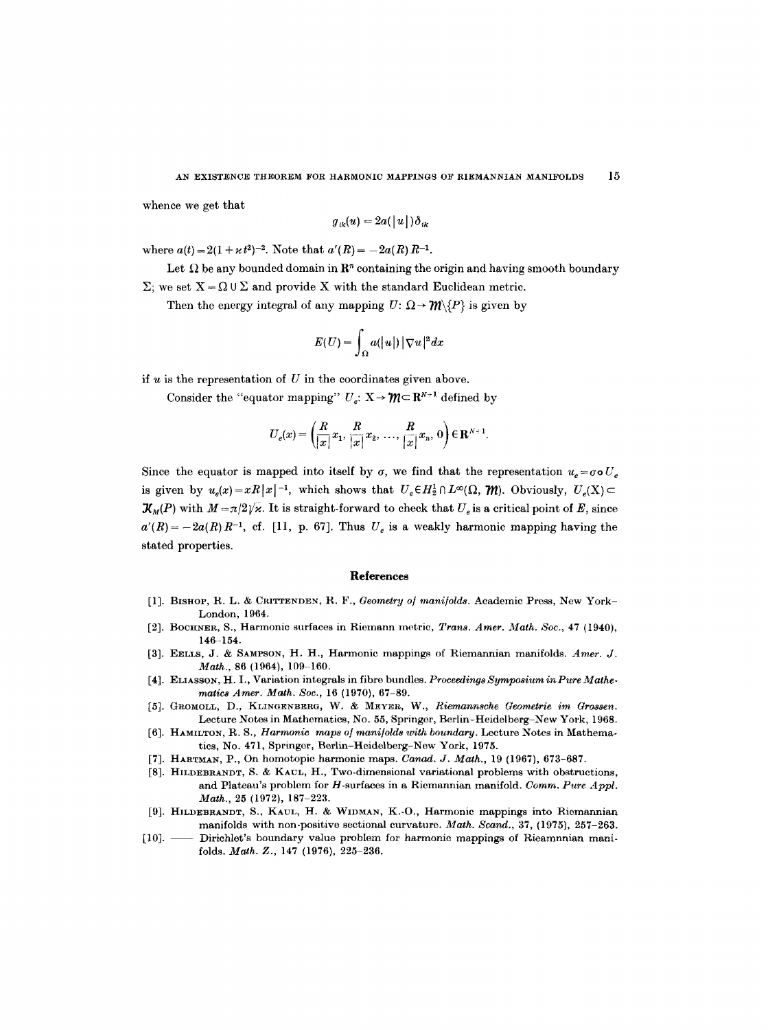whence we get that

$$g_{ik}(u) = 2a(|u|)\delta_{ik}$$

where $a(t) = 2(1 + \varkappa t^2)^{-2}$. Note that $a'(R) = -2a(R)R^{-1}$.

Let $\Omega$ be any bounded domain in $\mathbf{R}^n$ containing the origin and having smooth boundary $\Sigma$; we set $X = \Omega \cup \Sigma$ and provide X with the standard Euclidean metric.

Then the energy integral of any mapping $U: \Omega \to \mathcal{M} \setminus \{P\}$ is given by

$$E(U) = \int_\Omega a(|u|)\,|\nabla u|^2 dx$$

if $u$ is the representation of $U$ in the coordinates given above.

Consider the "equator mapping" $U_e: X \to \mathcal{M} \subset \mathbf{R}^{N+1}$ defined by

$$U_e(x) = \left(\frac{R}{|x|}x_1, \frac{R}{|x|}x_2, \ldots, \frac{R}{|x|}x_n, 0\right) \in \mathbf{R}^{N+1}.$$

Since the equator is mapped into itself by $\sigma$, we find that the representation $u_e = \sigma \circ U_e$ is given by $u_e(x) = xR|x|^{-1}$, which shows that $U_e \in H_2^1 \cap L^\infty(\Omega, \mathcal{M})$. Obviously, $U_e(X) \subset \mathcal{K}_M(P)$ with $M = \pi/2\sqrt{\varkappa}$. It is straight-forward to check that $U_e$ is a critical point of $E$, since $a'(R) = -2a(R)R^{-1}$, cf. [11, p. 67]. Thus $U_e$ is a weakly harmonic mapping having the stated properties.

## References

[1]. Bishop, R. L. & Crittenden, R. F., *Geometry of manifolds*. Academic Press, New York–London, 1964.

[2]. Bochner, S., Harmonic surfaces in Riemann metric, *Trans. Amer. Math. Soc.*, 47 (1940), 146–154.

[3]. Eells, J. & Sampson, H. H., Harmonic mappings of Riemannian manifolds. *Amer. J. Math.*, 86 (1964), 109–160.

[4]. Eliasson, H. I., Variation integrals in fibre bundles. *Proceedings Symposium in Pure Mathematics Amer. Math. Soc.*, 16 (1970), 67–89.

[5]. Gromoll, D., Klingenberg, W. & Meyer, W., *Riemannsche Geometrie im Grossen*. Lecture Notes in Mathematics, No. 55, Springer, Berlin-Heidelberg–New York, 1968.

[6]. Hamilton, R. S., *Harmonic maps of manifolds with boundary*. Lecture Notes in Mathematics, No. 471, Springer, Berlin–Heidelberg–New York, 1975.

[7]. Hartman, P., On homotopic harmonic maps. *Canad. J. Math.*, 19 (1967), 673–687.

[8]. Hildebrandt, S. & Kaul, H., Two-dimensional variational problems with obstructions, and Plateau's problem for $H$-surfaces in a Riemannian manifold. *Comm. Pure Appl. Math.*, 25 (1972), 187–223.

[9]. Hildebrandt, S., Kaul, H. & Widman, K.-O., Harmonic mappings into Riemannian manifolds with non-positive sectional curvature. *Math. Scand.*, 37, (1975), 257–263.

[10]. —— Dirichlet's boundary value problem for harmonic mappings of Rieamnnian manifolds. *Math. Z.*, 147 (1976), 225–236.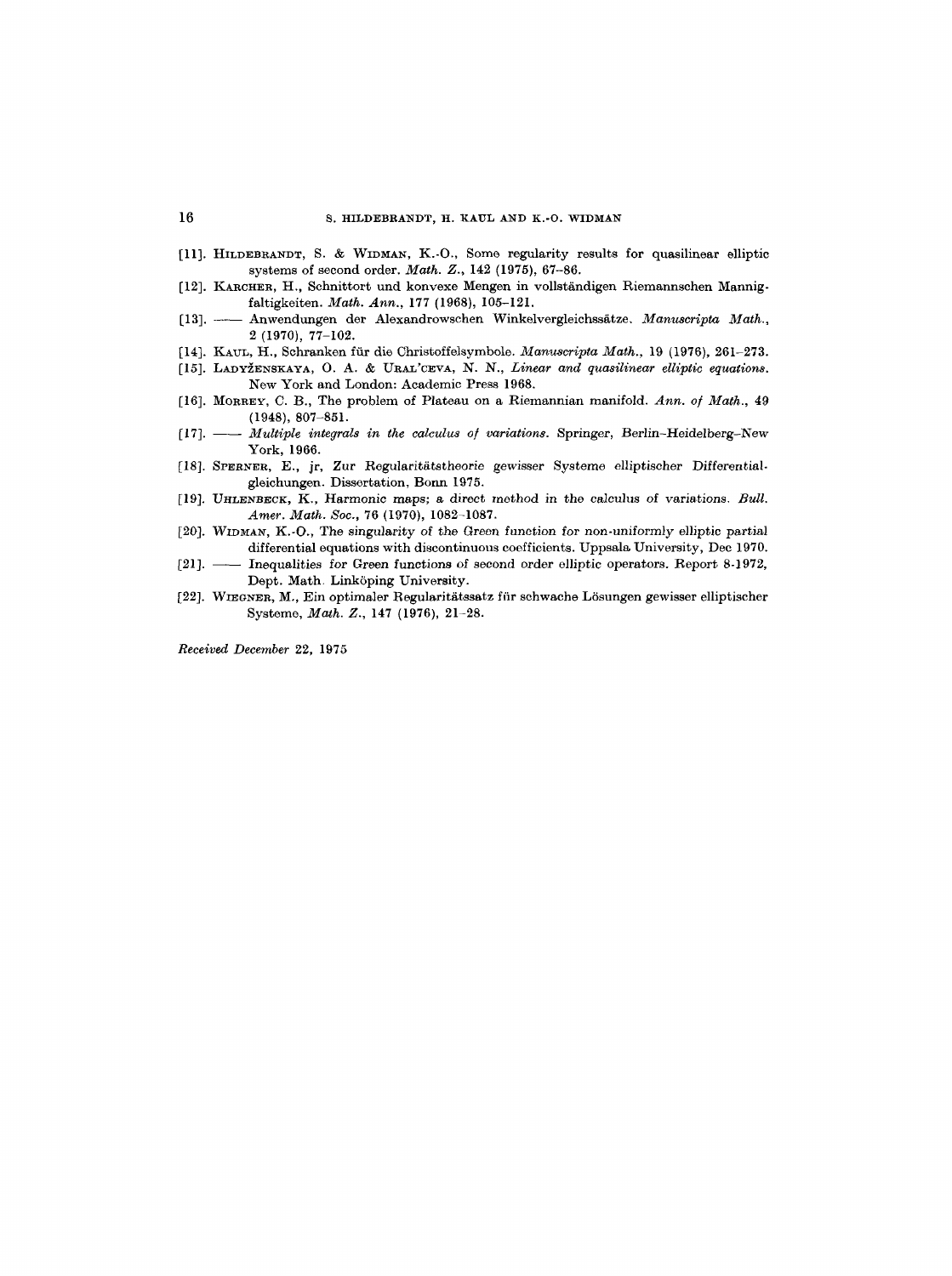[11]. HILDEBRANDT, S. & WIDMAN, K.-O., Some regularity results for quasilinear elliptic systems of second order. *Math. Z.*, 142 (1975), 67–86.

[12]. KARCHER, H., Schnittort und konvexe Mengen in vollständigen Riemannschen Mannigfaltigkeiten. *Math. Ann.*, 177 (1968), 105–121.

[13]. —— Anwendungen der Alexandrowschen Winkelvergleichssätze. *Manuscripta Math.*, 2 (1970), 77–102.

[14]. KAUL, H., Schranken für die Christoffelsymbole. *Manuscripta Math.*, 19 (1976), 261–273.

[15]. LADYŽENSKAYA, O. A. & URAL'CEVA, N. N., *Linear and quasilinear elliptic equations.* New York and London: Academic Press 1968.

[16]. MORREY, C. B., The problem of Plateau on a Riemannian manifold. *Ann. of Math.*, 49 (1948), 807–851.

[17]. —— *Multiple integrals in the calculus of variations.* Springer, Berlin–Heidelberg–New York, 1966.

[18]. SPERNER, E., jr, Zur Regularitätstheorie gewisser Systeme elliptischer Differentialgleichungen. Dissertation, Bonn 1975.

[19]. UHLENBECK, K., Harmonic maps; a direct method in the calculus of variations. *Bull. Amer. Math. Soc.*, 76 (1970), 1082–1087.

[20]. WIDMAN, K.-O., The singularity of the Green function for non-uniformly elliptic partial differential equations with discontinuous coefficients. Uppsala University, Dec 1970.

[21]. —— Inequalities for Green functions of second order elliptic operators. Report 8-1972, Dept. Math. Linköping University.

[22]. WIEGNER, M., Ein optimaler Regularitätssatz für schwache Lösungen gewisser elliptischer Systeme, *Math. Z.*, 147 (1976), 21–28.

*Received December 22, 1975*